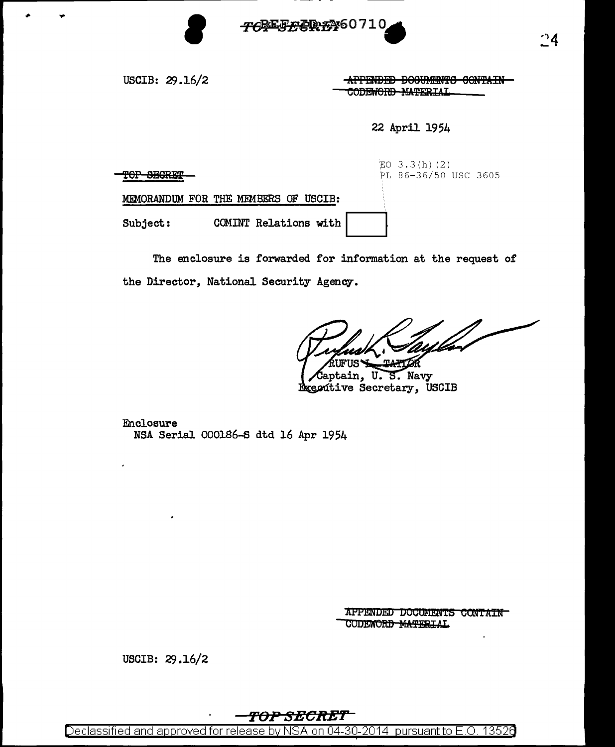USCIB: 29.16/2

~~APPENDED DOCUMENTS CONTAIN CODEWORD MATERIAL~~

22 April 1954

EO 3.3(h)(2)
PL 86-36/50 USC 3605

~~TOP SECRET~~

MEMORANDUM FOR THE MEMBERS OF USCIB:

Subject: COMINT Relations with [redacted]

The enclosure is forwarded for information at the request of the Director, National Security Agency.

RUFUS ~~L. TAYLOR~~
Captain, U. S. Navy
Executive Secretary, USCIB

Enclosure
NSA Serial 000186-S dtd 16 Apr 1954

~~APPENDED DOCUMENTS CONTAIN CODEWORD MATERIAL~~

USCIB: 29.16/2

~~TOP SECRET~~

Declassified and approved for release by NSA on 04-30-2014 pursuant to E.O. 13526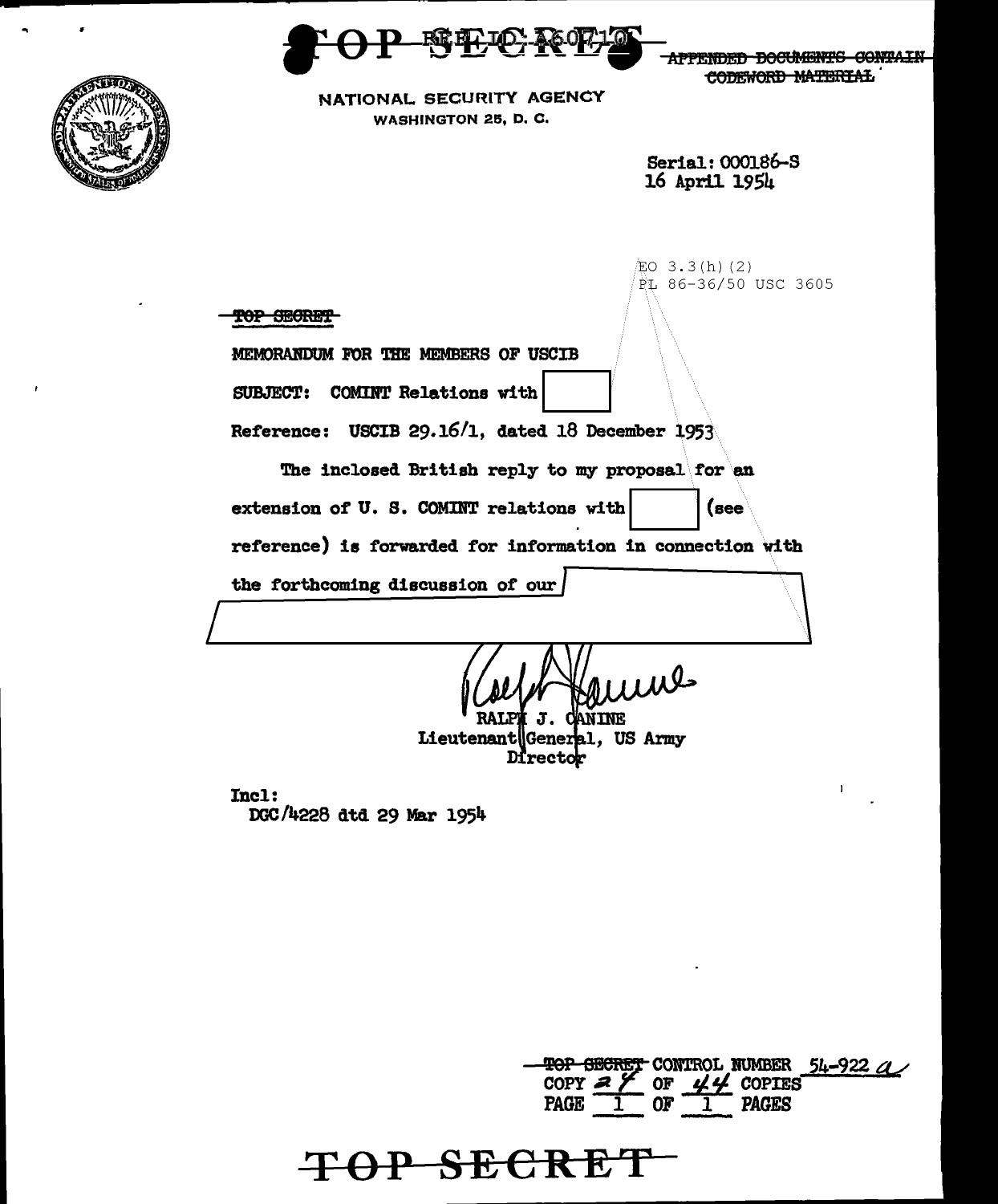TOP SECRET

APPENDED DOCUMENTS CONTAIN CODEWORD MATERIAL

NATIONAL SECURITY AGENCY
WASHINGTON 25, D. C.

Serial: 000186-S
16 April 1954

EO 3.3(h)(2)
PL 86-36/50 USC 3605

TOP SECRET

MEMORANDUM FOR THE MEMBERS OF USCIB

SUBJECT: COMINT Relations with [redacted]

Reference: USCIB 29.16/1, dated 18 December 1953

The inclosed British reply to my proposal for an extension of U. S. COMINT relations with [redacted] (see reference) is forwarded for information in connection with the forthcoming discussion of our [redacted]

[redacted]

RALPH J. CANINE
Lieutenant General, US Army
Director

Incl:
DGC/4228 dtd 29 Mar 1954

TOP SECRET CONTROL NUMBER 54-922 a
COPY 27 OF 44 COPIES
PAGE 1 OF 1 PAGES

TOP SECRET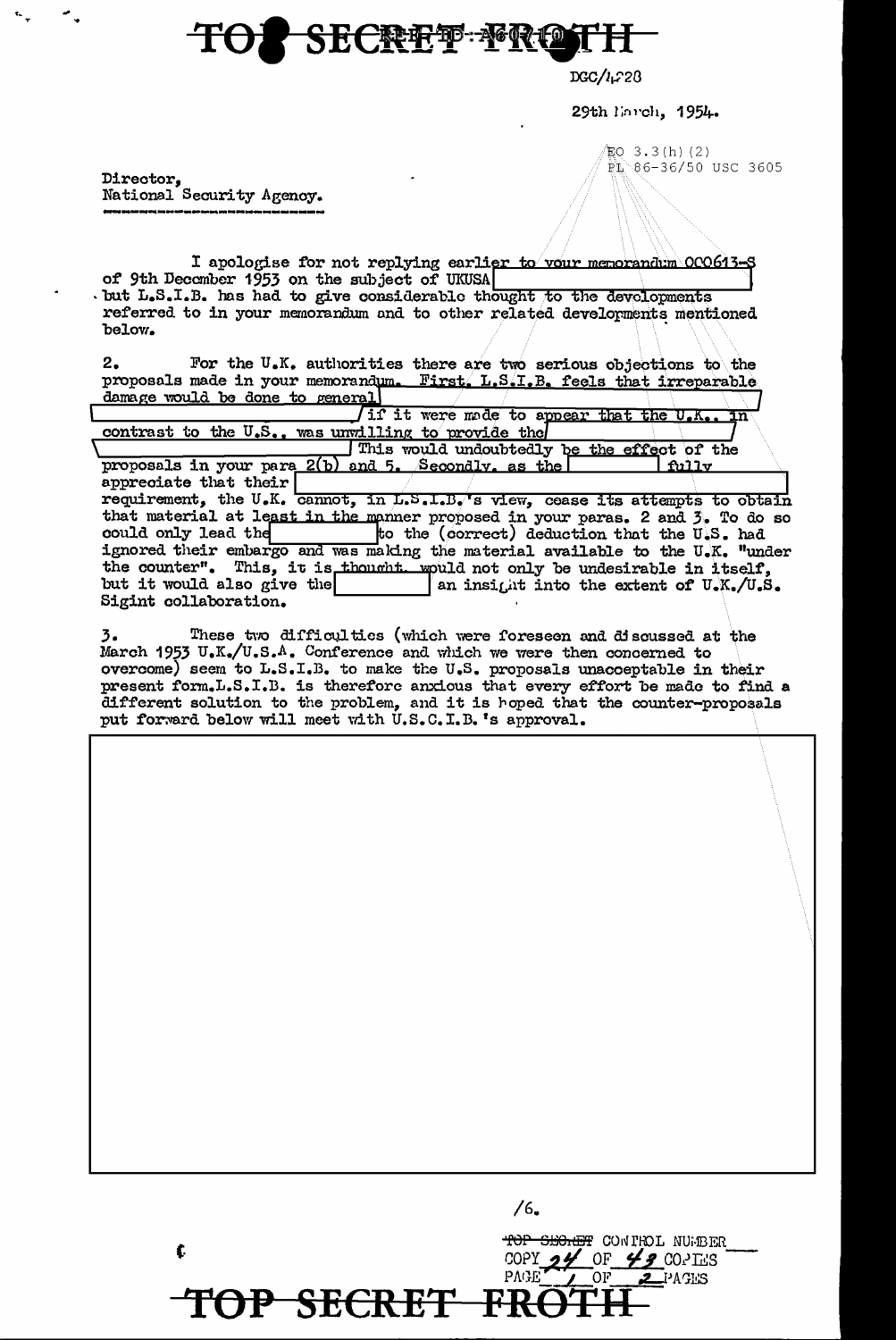TOP SECRET FROTH

DGC/4228

29th March, 1954.

EO 3.3(h)(2)
PL 86-36/50 USC 3605

Director,
National Security Agency.

I apologise for not replying earlier to your memorandum 000613-S of 9th December 1953 on the subject of UKUSA [redacted] but L.S.I.B. has had to give considerable thought to the developments referred to in your memorandum and to other related developments mentioned below.

2. For the U.K. authorities there are two serious objections to the proposals made in your memorandum. First, L.S.I.B. feels that irreparable damage would be done to general [redacted] if it were made to appear that the U.K., in contrast to the U.S., was unwilling to provide the [redacted] This would undoubtedly be the effect of the proposals in your para 2(b) and 5. Secondly, as the [redacted] fully appreciate that their [redacted] requirement, the U.K. cannot, in L.S.I.B.'s view, cease its attempts to obtain that material at least in the manner proposed in your paras. 2 and 3. To do so could only lead the [redacted] to the (correct) deduction that the U.S. had ignored their embargo and was making the material available to the U.K. "under the counter". This, it is thought, would not only be undesirable in itself, but it would also give the [redacted] an insight into the extent of U.K./U.S. Sigint collaboration.

3. These two difficulties (which were foreseen and discussed at the March 1953 U.K./U.S.A. Conference and which we were then concerned to overcome) seem to L.S.I.B. to make the U.S. proposals unacceptable in their present form. L.S.I.B. is therefore anxious that every effort be made to find a different solution to the problem, and it is hoped that the counter-proposals put forward below will meet with U.S.C.I.B.'s approval.

[redacted]

/6.

TOP SECRET CONTROL NUMBER ____
COPY 24 OF 42 COPIES
PAGE 1 OF 2 PAGES

TOP SECRET FROTH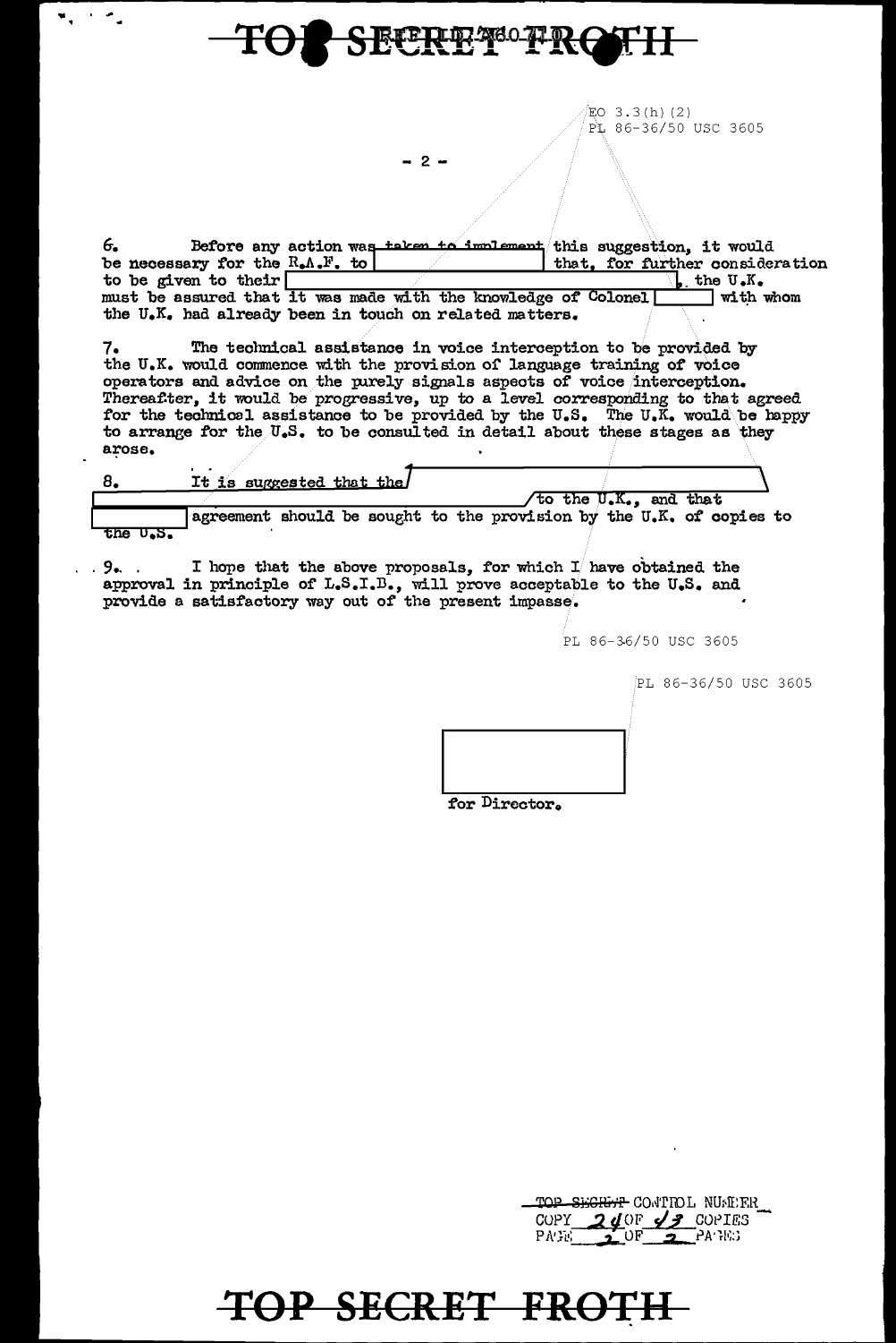TOP SECRET FROTH

REF ID:A60710

EO 3.3(h)(2)
PL 86-36/50 USC 3605

6. Before any action was taken to implement this suggestion, it would be necessary for the R.A.F. to [redacted] that, for further consideration to be given to their [redacted]. the U.K. must be assured that it was made with the knowledge of Colonel [redacted] with whom the U.K. had already been in touch on related matters.

7. The technical assistance in voice interception to be provided by the U.K. would commence with the provision of language training of voice operators and advice on the purely signals aspects of voice interception. Thereafter, it would be progressive, up to a level corresponding to that agreed for the technical assistance to be provided by the U.S. The U.K. would be happy to arrange for the U.S. to be consulted in detail about these stages as they arose.

8. It is suggested that the [redacted] to the U.K., and that [redacted] agreement should be sought to the provision by the U.K. of copies to the U.S.

9. I hope that the above proposals, for which I have obtained the approval in principle of L.S.I.B., will prove acceptable to the U.S. and provide a satisfactory way out of the present impasse.

PL 86-36/50 USC 3605

PL 86-36/50 USC 3605

[redacted]

for Director.

TOP SECRET CONTROL NUMBER
COPY 24 OF 43 COPIES
PAGE 2 OF 2 PAGES

TOP SECRET FROTH